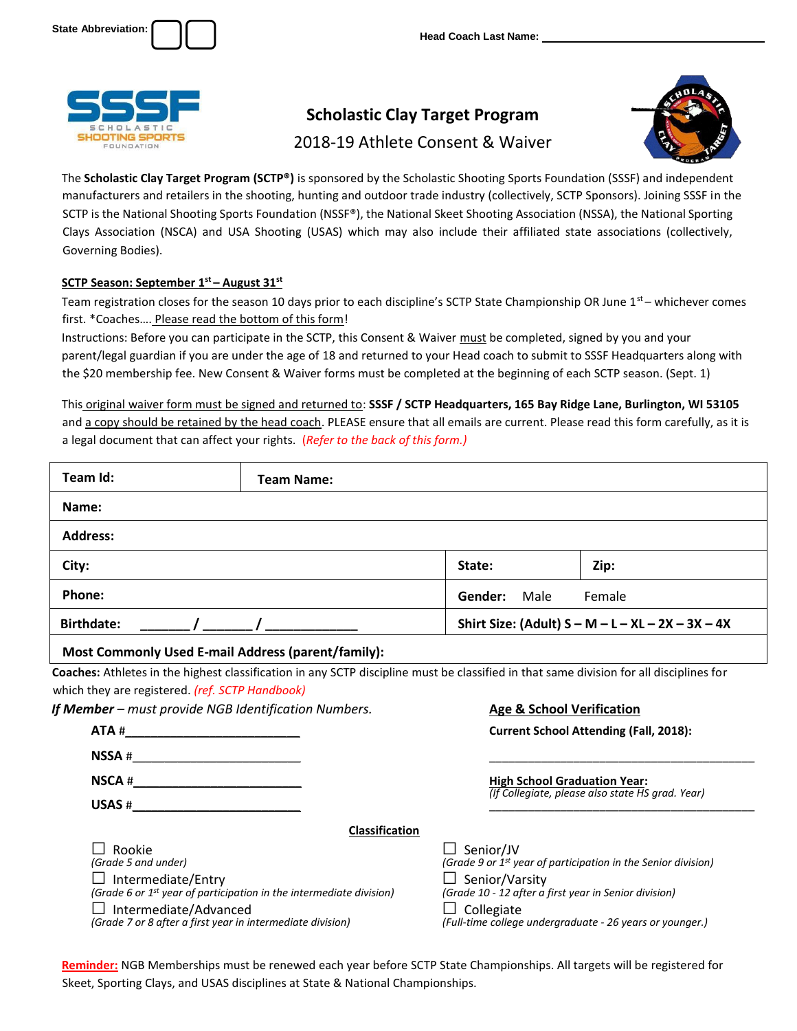State Abbreviation: ☐☐ Head Coach Last Name: ______________________

# Scholastic Clay Target Program

## 2018-19 Athlete Consent & Waiver

The **Scholastic Clay Target Program (SCTP®)** is sponsored by the Scholastic Shooting Sports Foundation (SSSF) and independent manufacturers and retailers in the shooting, hunting and outdoor trade industry (collectively, SCTP Sponsors). Joining SSSF in the SCTP is the National Shooting Sports Foundation (NSSF®), the National Skeet Shooting Association (NSSA), the National Sporting Clays Association (NSCA) and USA Shooting (USAS) which may also include their affiliated state associations (collectively, Governing Bodies).

**SCTP Season: September 1st – August 31st**

Team registration closes for the season 10 days prior to each discipline's SCTP State Championship OR June 1st – whichever comes first. *Coaches…. Please read the bottom of this form!

Instructions: Before you can participate in the SCTP, this Consent & Waiver must be completed, signed by you and your parent/legal guardian if you are under the age of 18 and returned to your Head coach to submit to SSSF Headquarters along with the $20 membership fee. New Consent & Waiver forms must be completed at the beginning of each SCTP season. (Sept. 1)

This original waiver form must be signed and returned to: **SSSF / SCTP Headquarters, 165 Bay Ridge Lane, Burlington, WI 53105** and a copy should be retained by the head coach. PLEASE ensure that all emails are current. Please read this form carefully, as it is a legal document that can affect your rights. *(Refer to the back of this form.)*

| | | |
|---|---|---|
| **Team Id:** | **Team Name:** | |
| **Name:** | | |
| **Address:** | | |
| **City:** | **State:** | **Zip:** |
| **Phone:** | **Gender:** Male Female | |
| **Birthdate:** ______ / ______ / ___________ | **Shirt Size: (Adult) S – M – L – XL – 2X – 3X – 4X** | |
| **Most Commonly Used E-mail Address (parent/family):** | | |

**Coaches:** Athletes in the highest classification in any SCTP discipline must be classified in that same division for all disciplines for which they are registered. *(ref. SCTP Handbook)*

***If Member** – must provide NGB Identification Numbers.*

**ATA #**________________________

**NSSA #**________________________

**NSCA #**________________________

**USAS #**________________________

**Age & School Verification**

**Current School Attending (Fall, 2018):**

________________________________________

**High School Graduation Year:**
*(If Collegiate, please also state HS grad. Year)*

________________________________________

**Classification**

☐ Rookie
*(Grade 5 and under)*

☐ Intermediate/Entry
*(Grade 6 or 1st year of participation in the intermediate division)*

☐ Intermediate/Advanced
*(Grade 7 or 8 after a first year in intermediate division)*

☐ Senior/JV
*(Grade 9 or 1st year of participation in the Senior division)*

☐ Senior/Varsity
*(Grade 10 - 12 after a first year in Senior division)*

☐ Collegiate
*(Full-time college undergraduate - 26 years or younger.)*

**Reminder:** NGB Memberships must be renewed each year before SCTP State Championships. All targets will be registered for Skeet, Sporting Clays, and USAS disciplines at State & National Championships.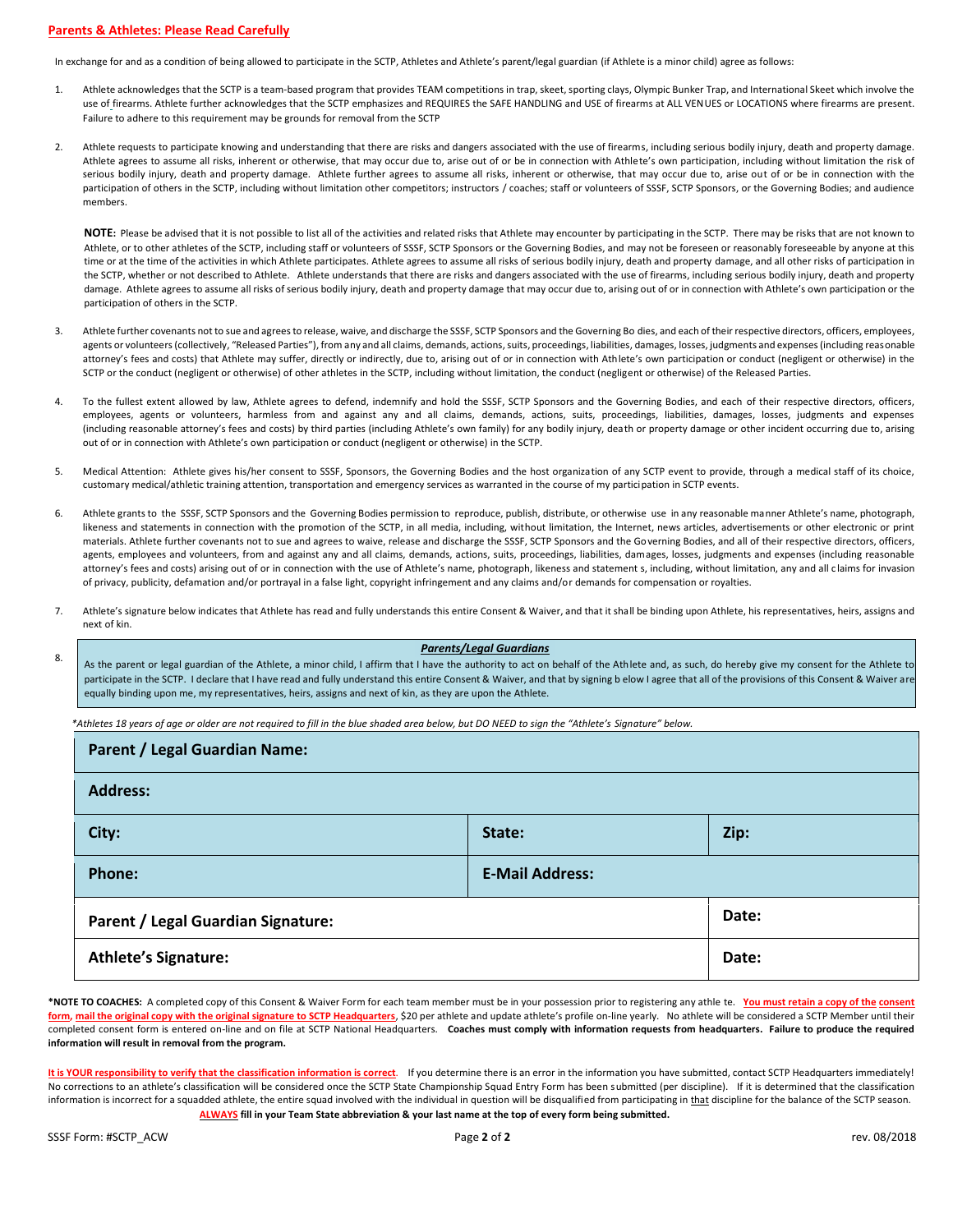## Parents & Athletes: Please Read Carefully

In exchange for and as a condition of being allowed to participate in the SCTP, Athletes and Athlete's parent/legal guardian (if Athlete is a minor child) agree as follows:

1. Athlete acknowledges that the SCTP is a team-based program that provides TEAM competitions in trap, skeet, sporting clays, Olympic Bunker Trap, and International Skeet which involve the use of firearms. Athlete further acknowledges that the SCTP emphasizes and REQUIRES the SAFE HANDLING and USE of firearms at ALL VENUES or LOCATIONS where firearms are present. Failure to adhere to this requirement may be grounds for removal from the SCTP

2. Athlete requests to participate knowing and understanding that there are risks and dangers associated with the use of firearms, including serious bodily injury, death and property damage. Athlete agrees to assume all risks, inherent or otherwise, that may occur due to, arise out of or be in connection with Athlete's own participation, including without limitation the risk of serious bodily injury, death and property damage. Athlete further agrees to assume all risks, inherent or otherwise, that may occur due to, arise out of or be in connection with the participation of others in the SCTP, including without limitation other competitors; instructors / coaches; staff or volunteers of SSSF, SCTP Sponsors, or the Governing Bodies; and audience members.

   **NOTE:** Please be advised that it is not possible to list all of the activities and related risks that Athlete may encounter by participating in the SCTP. There may be risks that are not known to Athlete, or to other athletes of the SCTP, including staff or volunteers of SSSF, SCTP Sponsors or the Governing Bodies, and may not be foreseen or reasonably foreseeable by anyone at this time or at the time of the activities in which Athlete participates. Athlete agrees to assume all risks of serious bodily injury, death and property damage, and all other risks of participation in the SCTP, whether or not described to Athlete. Athlete understands that there are risks and dangers associated with the use of firearms, including serious bodily injury, death and property damage. Athlete agrees to assume all risks of serious bodily injury, death and property damage that may occur due to, arising out of or in connection with Athlete's own participation or the participation of others in the SCTP.

3. Athlete further covenants not to sue and agrees to release, waive, and discharge the SSSF, SCTP Sponsors and the Governing Bodies, and each of their respective directors, officers, employees, agents or volunteers (collectively, "Released Parties"), from any and all claims, demands, actions, suits, proceedings, liabilities, damages, losses, judgments and expenses (including reasonable attorney's fees and costs) that Athlete may suffer, directly or indirectly, due to, arising out of or in connection with Athlete's own participation or conduct (negligent or otherwise) in the SCTP or the conduct (negligent or otherwise) of other athletes in the SCTP, including without limitation, the conduct (negligent or otherwise) of the Released Parties.

4. To the fullest extent allowed by law, Athlete agrees to defend, indemnify and hold the SSSF, SCTP Sponsors and the Governing Bodies, and each of their respective directors, officers, employees, agents or volunteers, harmless from and against any and all claims, demands, actions, suits, proceedings, liabilities, damages, losses, judgments and expenses (including reasonable attorney's fees and costs) by third parties (including Athlete's own family) for any bodily injury, death or property damage or other incident occurring due to, arising out of or in connection with Athlete's own participation or conduct (negligent or otherwise) in the SCTP.

5. Medical Attention: Athlete gives his/her consent to SSSF, Sponsors, the Governing Bodies and the host organization of any SCTP event to provide, through a medical staff of its choice, customary medical/athletic training attention, transportation and emergency services as warranted in the course of my participation in SCTP events.

6. Athlete grants to the SSSF, SCTP Sponsors and the Governing Bodies permission to reproduce, publish, distribute, or otherwise use in any reasonable manner Athlete's name, photograph, likeness and statements in connection with the promotion of the SCTP, in all media, including, without limitation, the Internet, news articles, advertisements or other electronic or print materials. Athlete further covenants not to sue and agrees to waive, release and discharge the SSSF, SCTP Sponsors and the Governing Bodies, and all of their respective directors, officers, agents, employees and volunteers, from and against any and all claims, demands, actions, suits, proceedings, liabilities, damages, losses, judgments and expenses (including reasonable attorney's fees and costs) arising out of or in connection with the use of Athlete's name, photograph, likeness and statements, including, without limitation, any and all claims for invasion of privacy, publicity, defamation and/or portrayal in a false light, copyright infringement and any claims and/or demands for compensation or royalties.

7. Athlete's signature below indicates that Athlete has read and fully understands this entire Consent & Waiver, and that it shall be binding upon Athlete, his representatives, heirs, assigns and next of kin.

8. ***Parents/Legal Guardians***

   As the parent or legal guardian of the Athlete, a minor child, I affirm that I have the authority to act on behalf of the Athlete and, as such, do hereby give my consent for the Athlete to participate in the SCTP. I declare that I have read and fully understand this entire Consent & Waiver, and that by signing below I agree that all of the provisions of this Consent & Waiver are equally binding upon me, my representatives, heirs, assigns and next of kin, as they are upon the Athlete.

*\*Athletes 18 years of age or older are not required to fill in the blue shaded area below, but DO NEED to sign the "Athlete's Signature" below.*

| | | |
|---|---|---|
| **Parent / Legal Guardian Name:** | | |
| **Address:** | | |
| **City:** | **State:** | **Zip:** |
| **Phone:** | **E-Mail Address:** | |
| **Parent / Legal Guardian Signature:** | | **Date:** |
| **Athlete's Signature:** | | **Date:** |

**\*NOTE TO COACHES:** A completed copy of this Consent & Waiver Form for each team member must be in your possession prior to registering any athlete. **You must retain a copy of the consent form, mail the original copy with the original signature to SCTP Headquarters**, $20 per athlete and update athlete's profile on-line yearly. No athlete will be considered a SCTP Member until their completed consent form is entered on-line and on file at SCTP National Headquarters. **Coaches must comply with information requests from headquarters. Failure to produce the required information will result in removal from the program.**

**It is YOUR responsibility to verify that the classification information is correct**. If you determine there is an error in the information you have submitted, contact SCTP Headquarters immediately! No corrections to an athlete's classification will be considered once the SCTP State Championship Squad Entry Form has been submitted (per discipline). If it is determined that the classification information is incorrect for a squadded athlete, the entire squad involved with the individual in question will be disqualified from participating in that discipline for the balance of the SCTP season.

**ALWAYS fill in your Team State abbreviation & your last name at the top of every form being submitted.**

SSSF Form: #SCTP_ACW rev. 08/2018